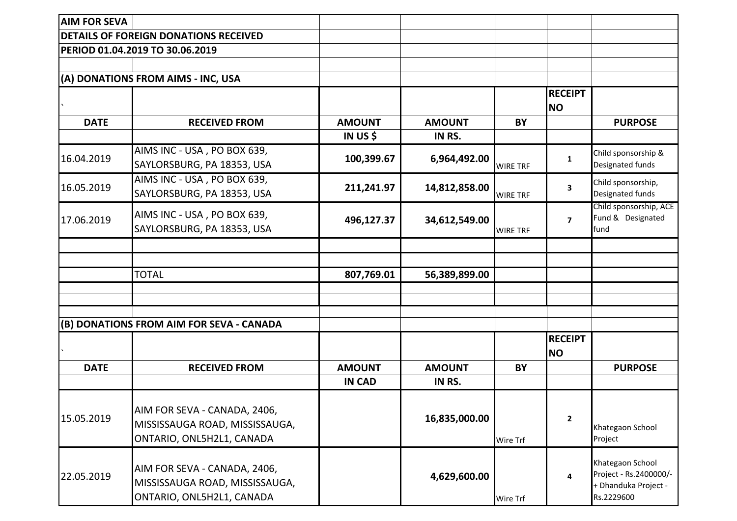**AIM FOR SEVA**

**DETAILS OF FOREIGN DONATIONS RECEIVED**

**PERIOD 01.04.2019 TO 30.06.2019**

**(A) DONATIONS FROM AIMS - INC, USA**

| DATE | RECEIVED FROM | AMOUNT IN US $ | AMOUNT IN RS. | BY | RECEIPT NO | PURPOSE |
|---|---|---|---|---|---|---|
| 16.04.2019 | AIMS INC - USA , PO BOX 639, SAYLORSBURG, PA 18353, USA | 100,399.67 | 6,964,492.00 | WIRE TRF | 1 | Child sponsorship & Designated funds |
| 16.05.2019 | AIMS INC - USA , PO BOX 639, SAYLORSBURG, PA 18353, USA | 211,241.97 | 14,812,858.00 | WIRE TRF | 3 | Child sponsorship, Designated funds |
| 17.06.2019 | AIMS INC - USA , PO BOX 639, SAYLORSBURG, PA 18353, USA | 496,127.37 | 34,612,549.00 | WIRE TRF | 7 | Child sponsorship, ACE Fund & Designated fund |
| | | | | | | |
| | | | | | | |
| | TOTAL | 807,769.01 | 56,389,899.00 | | | |

**(B) DONATIONS FROM AIM FOR SEVA - CANADA**

| DATE | RECEIVED FROM | AMOUNT IN CAD | AMOUNT IN RS. | BY | RECEIPT NO | PURPOSE |
|---|---|---|---|---|---|---|
| 15.05.2019 | AIM FOR SEVA - CANADA, 2406, MISSISSAUGA ROAD, MISSISSAUGA, ONTARIO, ONL5H2L1, CANADA | | 16,835,000.00 | Wire Trf | 2 | Khategaon School Project |
| 22.05.2019 | AIM FOR SEVA - CANADA, 2406, MISSISSAUGA ROAD, MISSISSAUGA, ONTARIO, ONL5H2L1, CANADA | | 4,629,600.00 | Wire Trf | 4 | Khategaon School Project - Rs.2400000/- + Dhanduka Project - Rs.2229600 |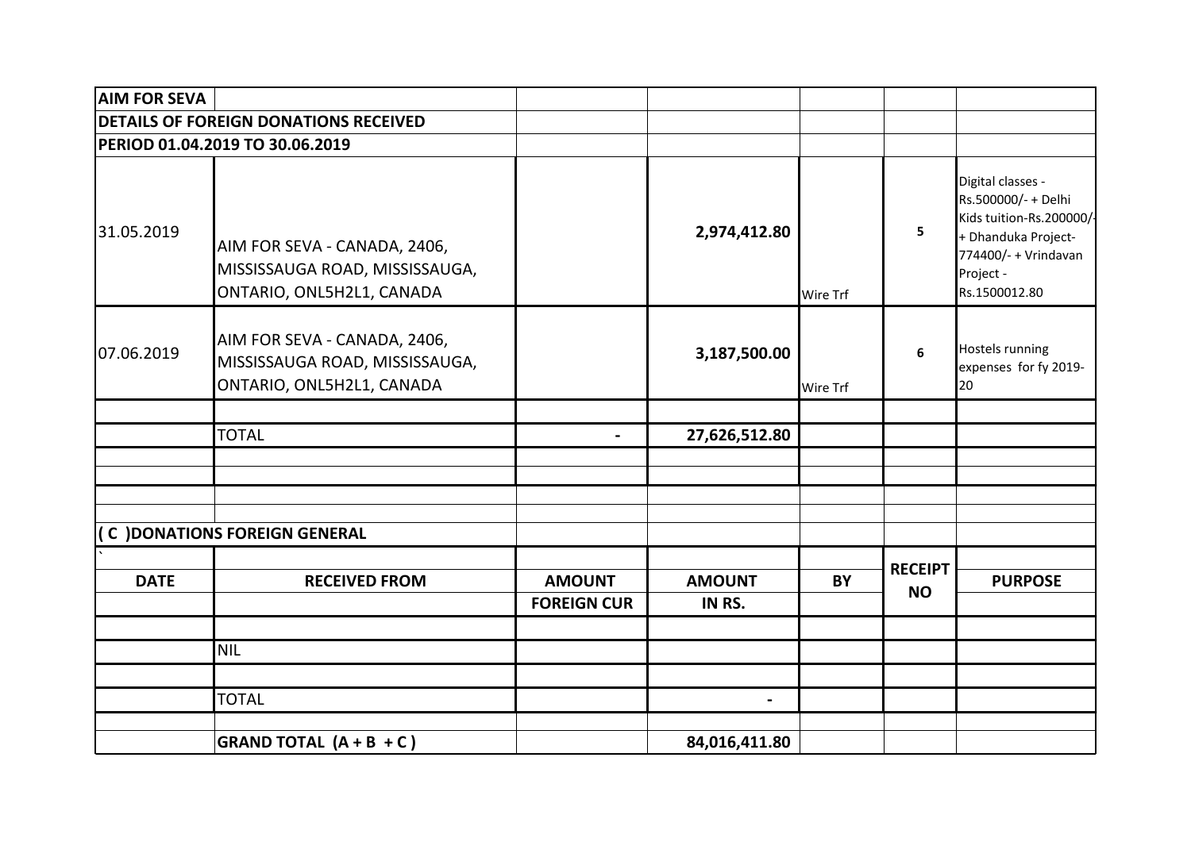| | | | | | | |
|---|---|---|---|---|---|---|
| **AIM FOR SEVA** | | | | | | |
| **DETAILS OF FOREIGN DONATIONS RECEIVED** | | | | | | |
| **PERIOD 01.04.2019 TO 30.06.2019** | | | | | | |
| 31.05.2019 | AIM FOR SEVA - CANADA, 2406, MISSISSAUGA ROAD, MISSISSAUGA, ONTARIO, ONL5H2L1, CANADA | | **2,974,412.80** | Wire Trf | **5** | Digital classes - Rs.500000/- + Delhi Kids tuition-Rs.200000/- + Dhanduka Project-774400/- + Vrindavan Project - Rs.1500012.80 |
| 07.06.2019 | AIM FOR SEVA - CANADA, 2406, MISSISSAUGA ROAD, MISSISSAUGA, ONTARIO, ONL5H2L1, CANADA | | **3,187,500.00** | Wire Trf | **6** | Hostels running expenses for fy 2019-20 |
| | | | | | | |
| | TOTAL | **-** | **27,626,512.80** | | | |
| | | | | | | |
| | | | | | | |
| | | | | | | |
| | | | | | | |
| **( C )DONATIONS FOREIGN GENERAL** | | | | | | |
| ` | | | | | | |
| **DATE** | **RECEIVED FROM** | **AMOUNT** | **AMOUNT** | **BY** | **RECEIPT NO** | **PURPOSE** |
| | | **FOREIGN CUR** | **IN RS.** | | | |
| | | | | | | |
| | NIL | | | | | |
| | | | | | | |
| | TOTAL | | **-** | | | |
| | | | | | | |
| | **GRAND TOTAL (A + B + C )** | | **84,016,411.80** | | | |